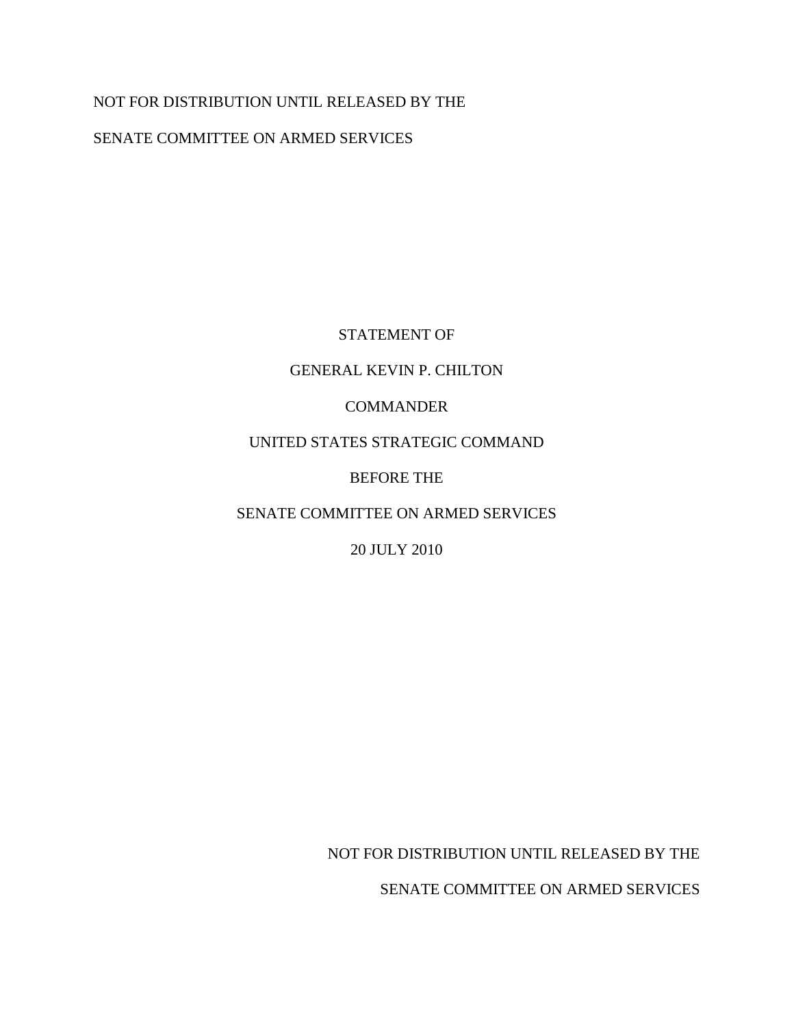NOT FOR DISTRIBUTION UNTIL RELEASED BY THE

SENATE COMMITTEE ON ARMED SERVICES

STATEMENT OF

GENERAL KEVIN P. CHILTON

COMMANDER

UNITED STATES STRATEGIC COMMAND

BEFORE THE

SENATE COMMITTEE ON ARMED SERVICES

20 JULY 2010

NOT FOR DISTRIBUTION UNTIL RELEASED BY THE

SENATE COMMITTEE ON ARMED SERVICES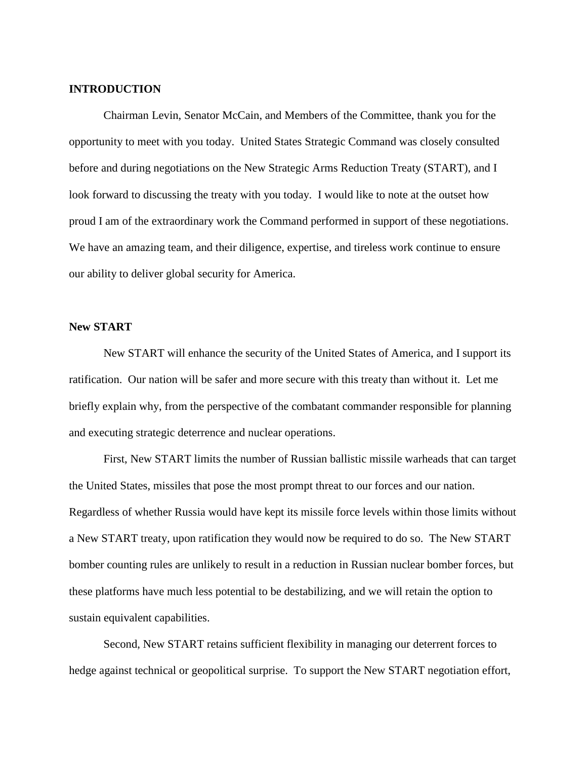## INTRODUCTION

Chairman Levin, Senator McCain, and Members of the Committee, thank you for the opportunity to meet with you today. United States Strategic Command was closely consulted before and during negotiations on the New Strategic Arms Reduction Treaty (START), and I look forward to discussing the treaty with you today. I would like to note at the outset how proud I am of the extraordinary work the Command performed in support of these negotiations. We have an amazing team, and their diligence, expertise, and tireless work continue to ensure our ability to deliver global security for America.

## New START

New START will enhance the security of the United States of America, and I support its ratification. Our nation will be safer and more secure with this treaty than without it. Let me briefly explain why, from the perspective of the combatant commander responsible for planning and executing strategic deterrence and nuclear operations.

First, New START limits the number of Russian ballistic missile warheads that can target the United States, missiles that pose the most prompt threat to our forces and our nation. Regardless of whether Russia would have kept its missile force levels within those limits without a New START treaty, upon ratification they would now be required to do so. The New START bomber counting rules are unlikely to result in a reduction in Russian nuclear bomber forces, but these platforms have much less potential to be destabilizing, and we will retain the option to sustain equivalent capabilities.

Second, New START retains sufficient flexibility in managing our deterrent forces to hedge against technical or geopolitical surprise. To support the New START negotiation effort,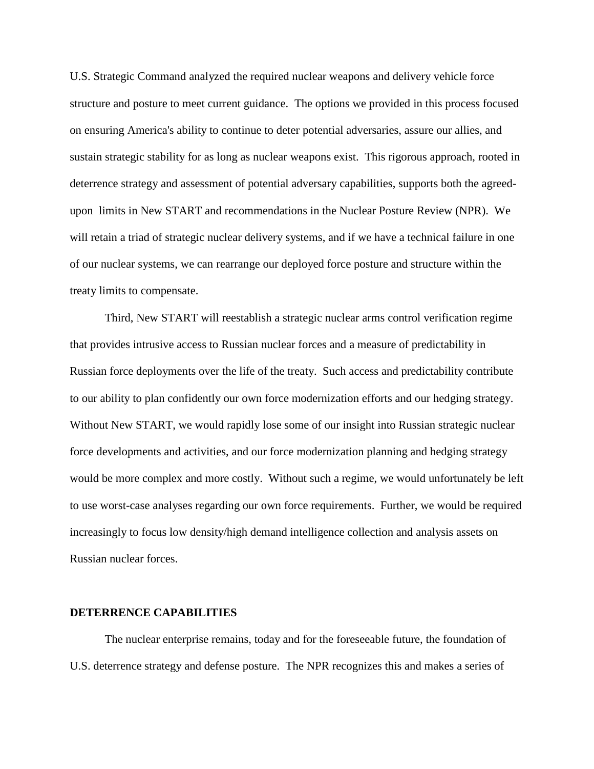U.S. Strategic Command analyzed the required nuclear weapons and delivery vehicle force structure and posture to meet current guidance. The options we provided in this process focused on ensuring America's ability to continue to deter potential adversaries, assure our allies, and sustain strategic stability for as long as nuclear weapons exist. This rigorous approach, rooted in deterrence strategy and assessment of potential adversary capabilities, supports both the agreed-upon limits in New START and recommendations in the Nuclear Posture Review (NPR). We will retain a triad of strategic nuclear delivery systems, and if we have a technical failure in one of our nuclear systems, we can rearrange our deployed force posture and structure within the treaty limits to compensate.

Third, New START will reestablish a strategic nuclear arms control verification regime that provides intrusive access to Russian nuclear forces and a measure of predictability in Russian force deployments over the life of the treaty. Such access and predictability contribute to our ability to plan confidently our own force modernization efforts and our hedging strategy. Without New START, we would rapidly lose some of our insight into Russian strategic nuclear force developments and activities, and our force modernization planning and hedging strategy would be more complex and more costly. Without such a regime, we would unfortunately be left to use worst-case analyses regarding our own force requirements. Further, we would be required increasingly to focus low density/high demand intelligence collection and analysis assets on Russian nuclear forces.

**DETERRENCE CAPABILITIES**

The nuclear enterprise remains, today and for the foreseeable future, the foundation of U.S. deterrence strategy and defense posture. The NPR recognizes this and makes a series of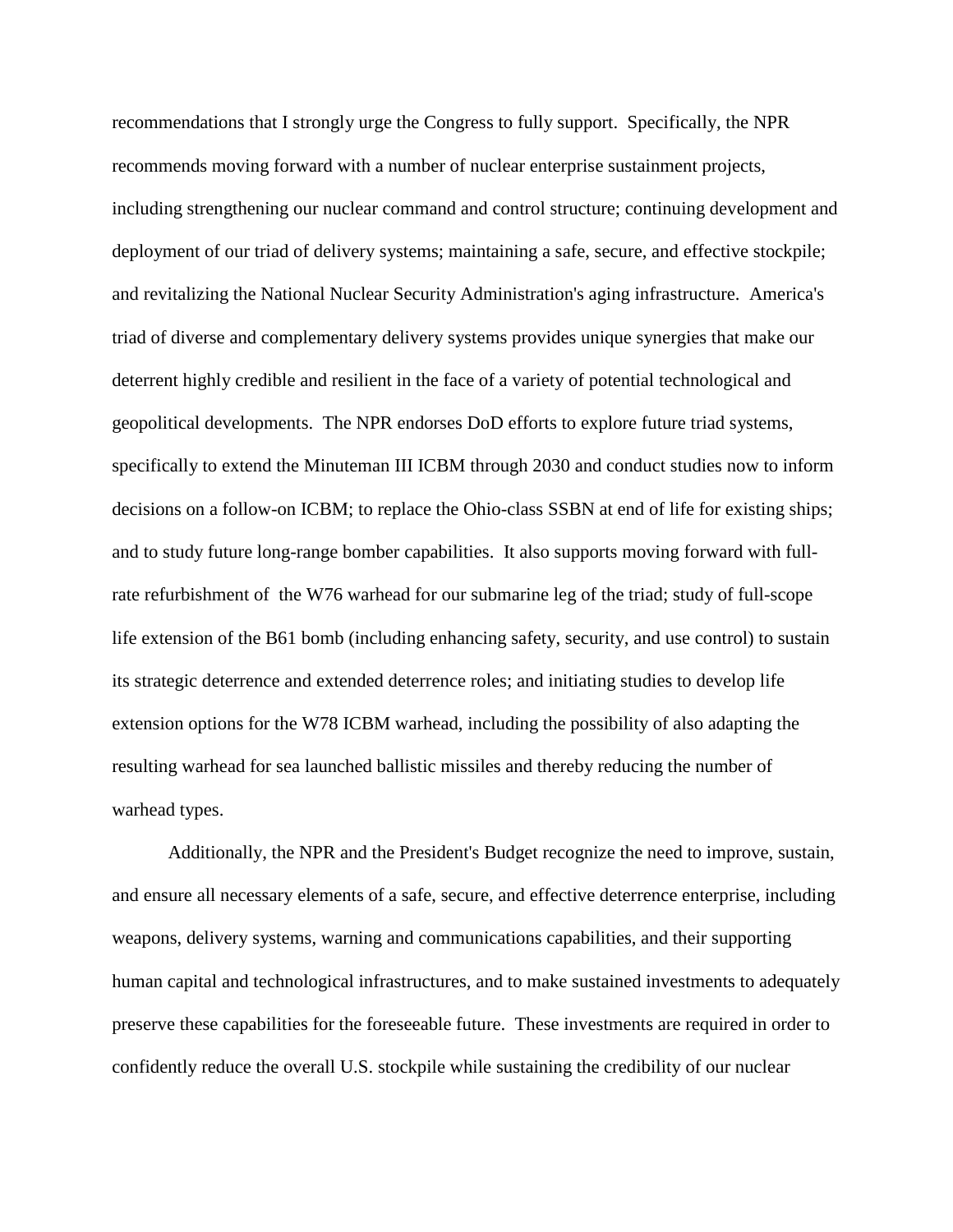recommendations that I strongly urge the Congress to fully support. Specifically, the NPR recommends moving forward with a number of nuclear enterprise sustainment projects, including strengthening our nuclear command and control structure; continuing development and deployment of our triad of delivery systems; maintaining a safe, secure, and effective stockpile; and revitalizing the National Nuclear Security Administration's aging infrastructure. America's triad of diverse and complementary delivery systems provides unique synergies that make our deterrent highly credible and resilient in the face of a variety of potential technological and geopolitical developments. The NPR endorses DoD efforts to explore future triad systems, specifically to extend the Minuteman III ICBM through 2030 and conduct studies now to inform decisions on a follow-on ICBM; to replace the Ohio-class SSBN at end of life for existing ships; and to study future long-range bomber capabilities. It also supports moving forward with full-rate refurbishment of the W76 warhead for our submarine leg of the triad; study of full-scope life extension of the B61 bomb (including enhancing safety, security, and use control) to sustain its strategic deterrence and extended deterrence roles; and initiating studies to develop life extension options for the W78 ICBM warhead, including the possibility of also adapting the resulting warhead for sea launched ballistic missiles and thereby reducing the number of warhead types.

Additionally, the NPR and the President's Budget recognize the need to improve, sustain, and ensure all necessary elements of a safe, secure, and effective deterrence enterprise, including weapons, delivery systems, warning and communications capabilities, and their supporting human capital and technological infrastructures, and to make sustained investments to adequately preserve these capabilities for the foreseeable future. These investments are required in order to confidently reduce the overall U.S. stockpile while sustaining the credibility of our nuclear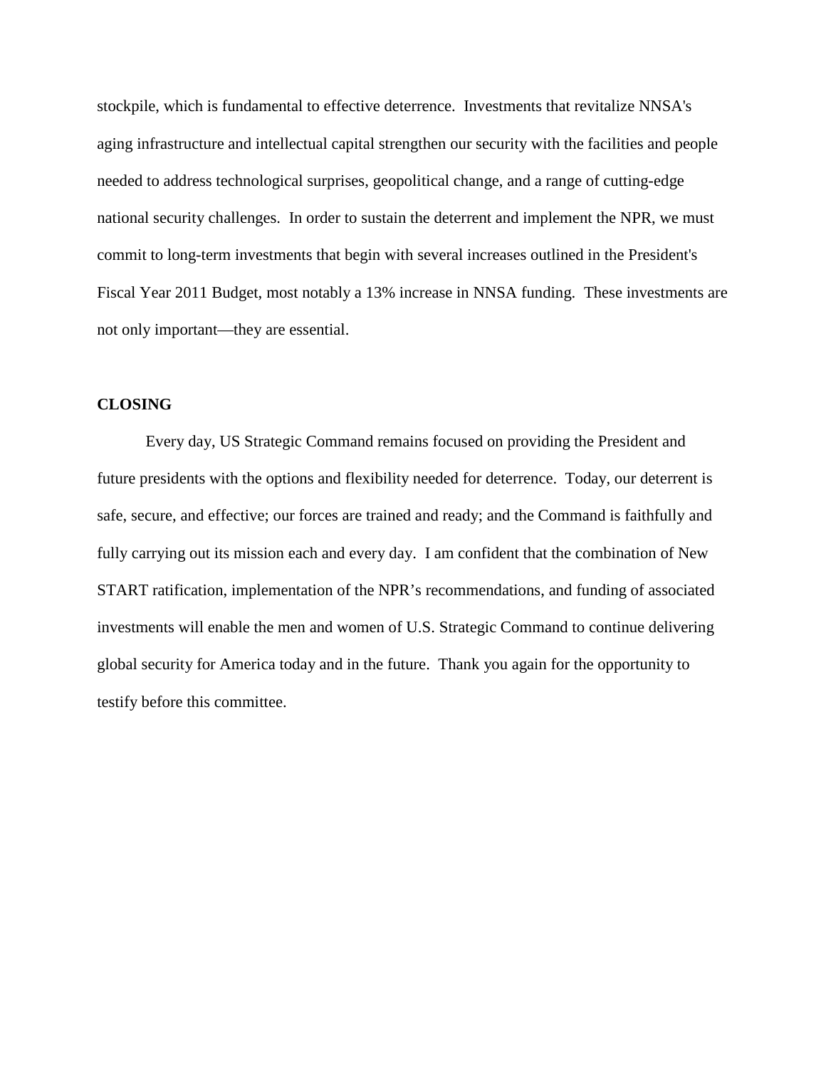stockpile, which is fundamental to effective deterrence. Investments that revitalize NNSA's aging infrastructure and intellectual capital strengthen our security with the facilities and people needed to address technological surprises, geopolitical change, and a range of cutting-edge national security challenges. In order to sustain the deterrent and implement the NPR, we must commit to long-term investments that begin with several increases outlined in the President's Fiscal Year 2011 Budget, most notably a 13% increase in NNSA funding. These investments are not only important—they are essential.

**CLOSING**

Every day, US Strategic Command remains focused on providing the President and future presidents with the options and flexibility needed for deterrence. Today, our deterrent is safe, secure, and effective; our forces are trained and ready; and the Command is faithfully and fully carrying out its mission each and every day. I am confident that the combination of New START ratification, implementation of the NPR's recommendations, and funding of associated investments will enable the men and women of U.S. Strategic Command to continue delivering global security for America today and in the future. Thank you again for the opportunity to testify before this committee.